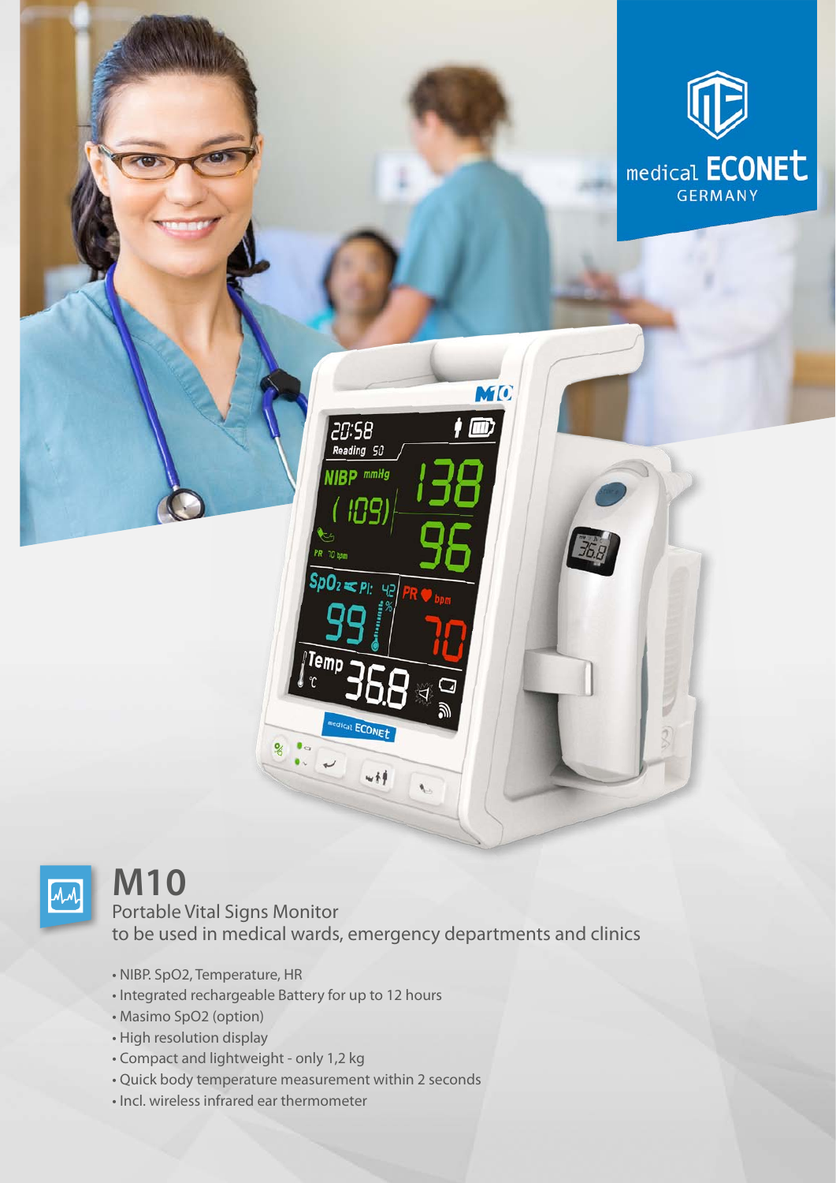medical ECONEt
GERMANY

# M10

Portable Vital Signs Monitor
to be used in medical wards, emergency departments and clinics

- NIBP. SpO2, Temperature, HR
- Integrated rechargeable Battery for up to 12 hours
- Masimo SpO2 (option)
- High resolution display
- Compact and lightweight - only 1,2 kg
- Quick body temperature measurement within 2 seconds
- Incl. wireless infrared ear thermometer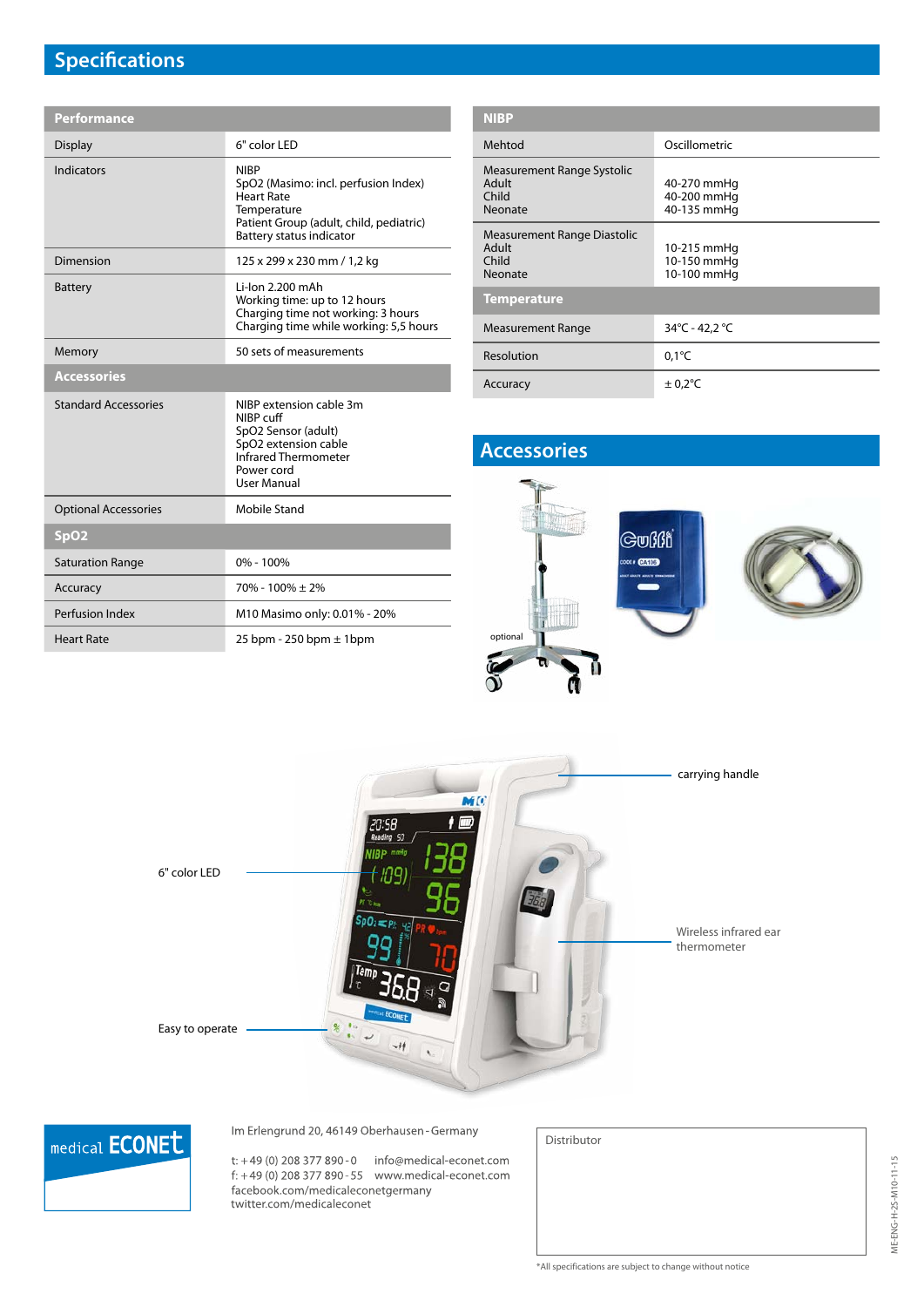# Specifications

| Performance | |
|---|---|
| Display | 6" color LED |
| Indicators | NIBP<br>SpO2 (Masimo: incl. perfusion Index)<br>Heart Rate<br>Temperature<br>Patient Group (adult, child, pediatric)<br>Battery status indicator |
| Dimension | 125 x 299 x 230 mm / 1,2 kg |
| Battery | Li-Ion 2.200 mAh<br>Working time: up to 12 hours<br>Charging time not working: 3 hours<br>Charging time while working: 5,5 hours |
| Memory | 50 sets of measurements |

| Accessories | |
|---|---|
| Standard Accessories | NIBP extension cable 3m<br>NIBP cuff<br>SpO2 Sensor (adult)<br>SpO2 extension cable<br>Infrared Thermometer<br>Power cord<br>User Manual |
| Optional Accessories | Mobile Stand |

| SpO2 | |
|---|---|
| Saturation Range | 0% - 100% |
| Accuracy | 70% - 100% ± 2% |
| Perfusion Index | M10 Masimo only: 0.01% - 20% |
| Heart Rate | 25 bpm - 250 bpm ± 1bpm |

| NIBP | |
|---|---|
| Mehtod | Oscillometric |
| Measurement Range Systolic<br>Adult<br>Child<br>Neonate | <br>40-270 mmHg<br>40-200 mmHg<br>40-135 mmHg |
| Measurement Range Diastolic<br>Adult<br>Child<br>Neonate | <br>10-215 mmHg<br>10-150 mmHg<br>10-100 mmHg |

| Temperature | |
|---|---|
| Measurement Range | 34°C - 42,2 °C |
| Resolution | 0,1°C |
| Accuracy | ± 0,2°C |

# Accessories

optional

carrying handle

6" color LED

Wireless infrared ear thermometer

Easy to operate

medical ECONET

Im Erlengrund 20, 46149 Oberhausen - Germany

t: +49 (0) 208 377 890 - 0 info@medical-econet.com
f: +49 (0) 208 377 890 - 55 www.medical-econet.com
facebook.com/medicaleconetgermany
twitter.com/medicaleconet

Distributor

*All specifications are subject to change without notice

ME-ENG-H-2S-M10-11-15